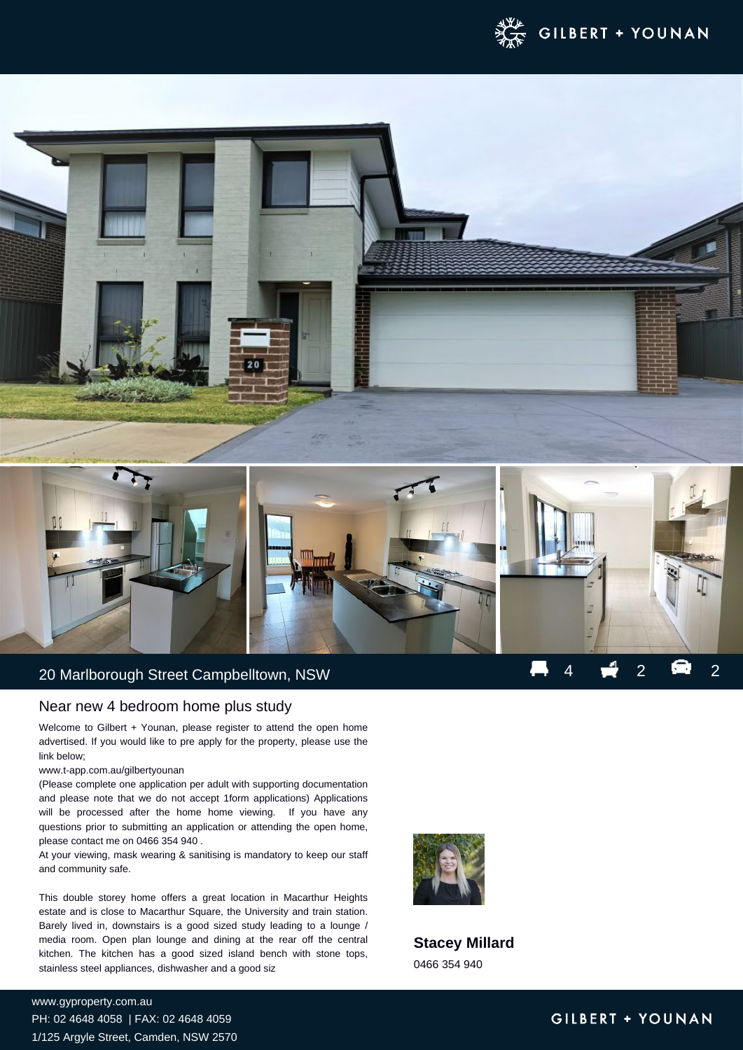GILBERT + YOUNAN

## 20 Marlborough Street Campbelltown, NSW

4 2 2

### Near new 4 bedroom home plus study

Welcome to Gilbert + Younan, please register to attend the open home advertised. If you would like to pre apply for the property, please use the link below;

www.t-app.com.au/gilbertyounan

(Please complete one application per adult with supporting documentation and please note that we do not accept 1form applications) Applications will be processed after the home home viewing. If you have any questions prior to submitting an application or attending the open home, please contact me on 0466 354 940 .

At your viewing, mask wearing & sanitising is mandatory to keep our staff and community safe.

This double storey home offers a great location in Macarthur Heights estate and is close to Macarthur Square, the University and train station. Barely lived in, downstairs is a good sized study leading to a lounge / media room. Open plan lounge and dining at the rear off the central kitchen. The kitchen has a good sized island bench with stone tops, stainless steel appliances, dishwasher and a good siz

**Stacey Millard**

0466 354 940

www.gyproperty.com.au

PH: 02 4648 4058 | FAX: 02 4648 4059

1/125 Argyle Street, Camden, NSW 2570

GILBERT + YOUNAN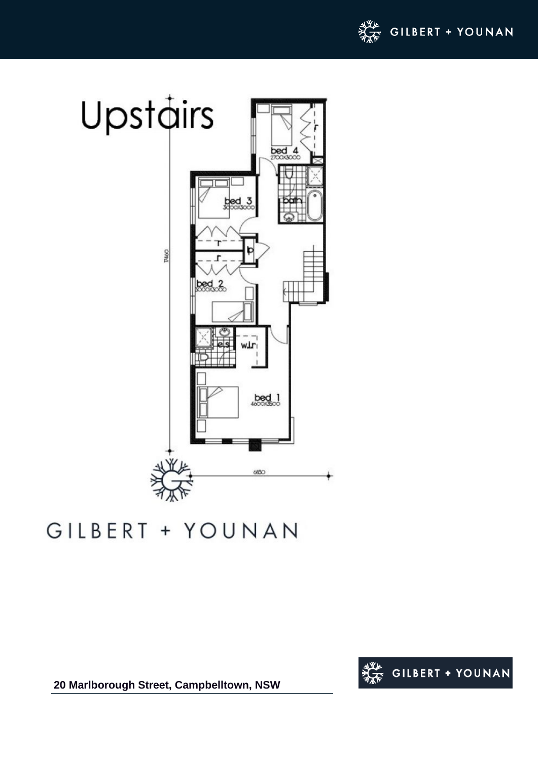# Upstairs

bed 4
2700X3000

bath

bed 3
3000X3000

bed 2
3000X3000

e.s

w.i.r

bed 1
4600X3500

17460

6830

GILBERT + YOUNAN

20 Marlborough Street, Campbelltown, NSW